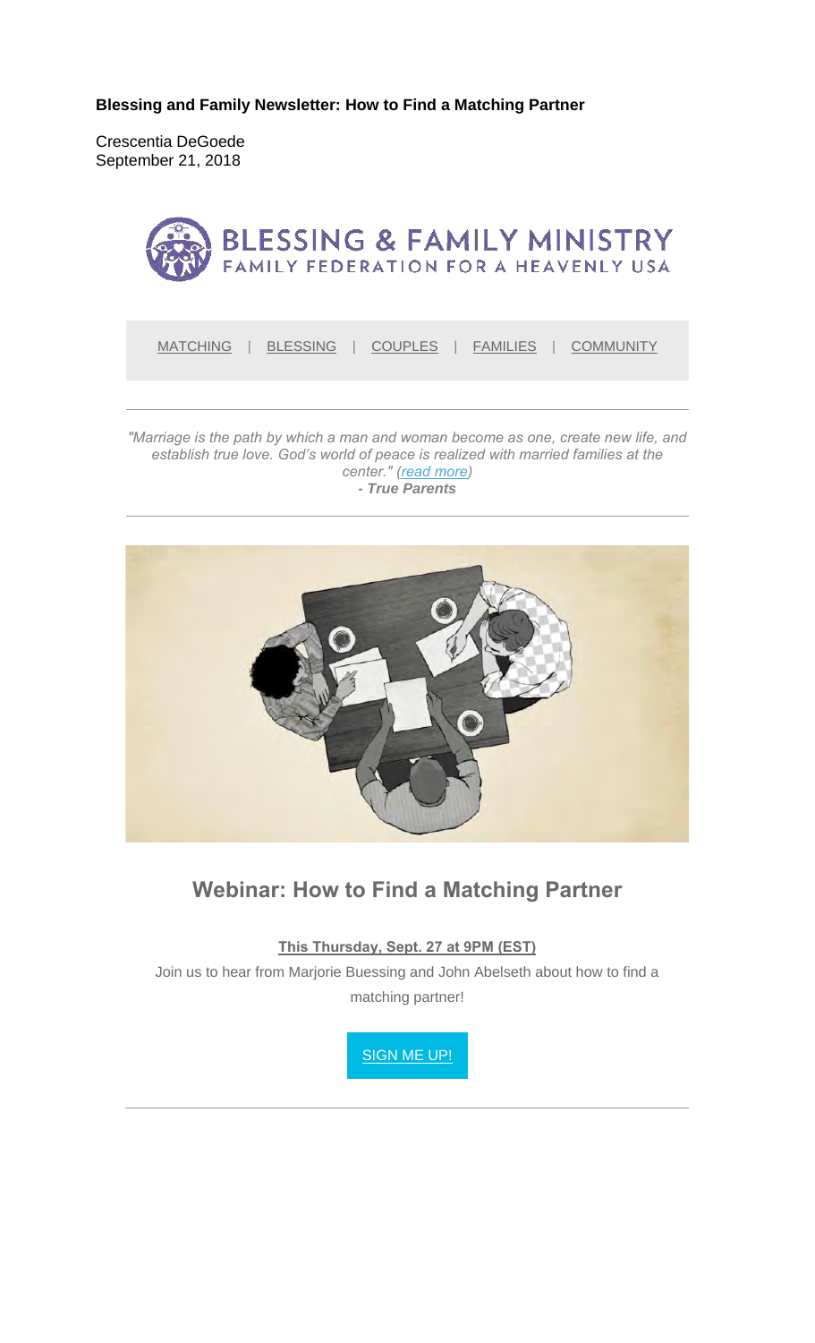**Blessing and Family Newsletter: How to Find a Matching Partner**

Crescentia DeGoede
September 21, 2018

BLESSING & FAMILY MINISTRY
FAMILY FEDERATION FOR A HEAVENLY USA

MATCHING | BLESSING | COUPLES | FAMILIES | COMMUNITY

---

*"Marriage is the path by which a man and woman become as one, create new life, and establish true love. God's world of peace is realized with married families at the center." (read more)*
***- True Parents***

---

## Webinar: How to Find a Matching Partner

**This Thursday, Sept. 27 at 9PM (EST)**

Join us to hear from Marjorie Buessing and John Abelseth about how to find a matching partner!

SIGN ME UP!

---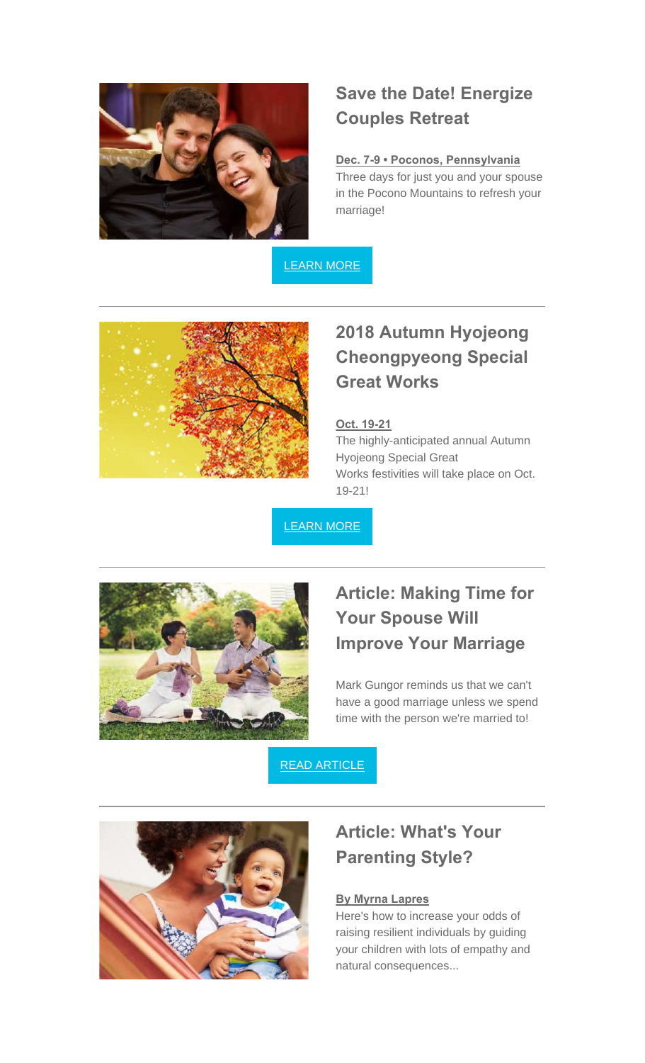## Save the Date! Energize Couples Retreat

**Dec. 7-9 • Poconos, Pennsylvania**
Three days for just you and your spouse in the Pocono Mountains to refresh your marriage!

LEARN MORE

---

## 2018 Autumn Hyojeong Cheongpyeong Special Great Works

**Oct. 19-21**
The highly-anticipated annual Autumn Hyojeong Special Great Works festivities will take place on Oct. 19-21!

LEARN MORE

---

## Article: Making Time for Your Spouse Will Improve Your Marriage

Mark Gungor reminds us that we can't have a good marriage unless we spend time with the person we're married to!

READ ARTICLE

---

## Article: What's Your Parenting Style?

**By Myrna Lapres**
Here's how to increase your odds of raising resilient individuals by guiding your children with lots of empathy and natural consequences...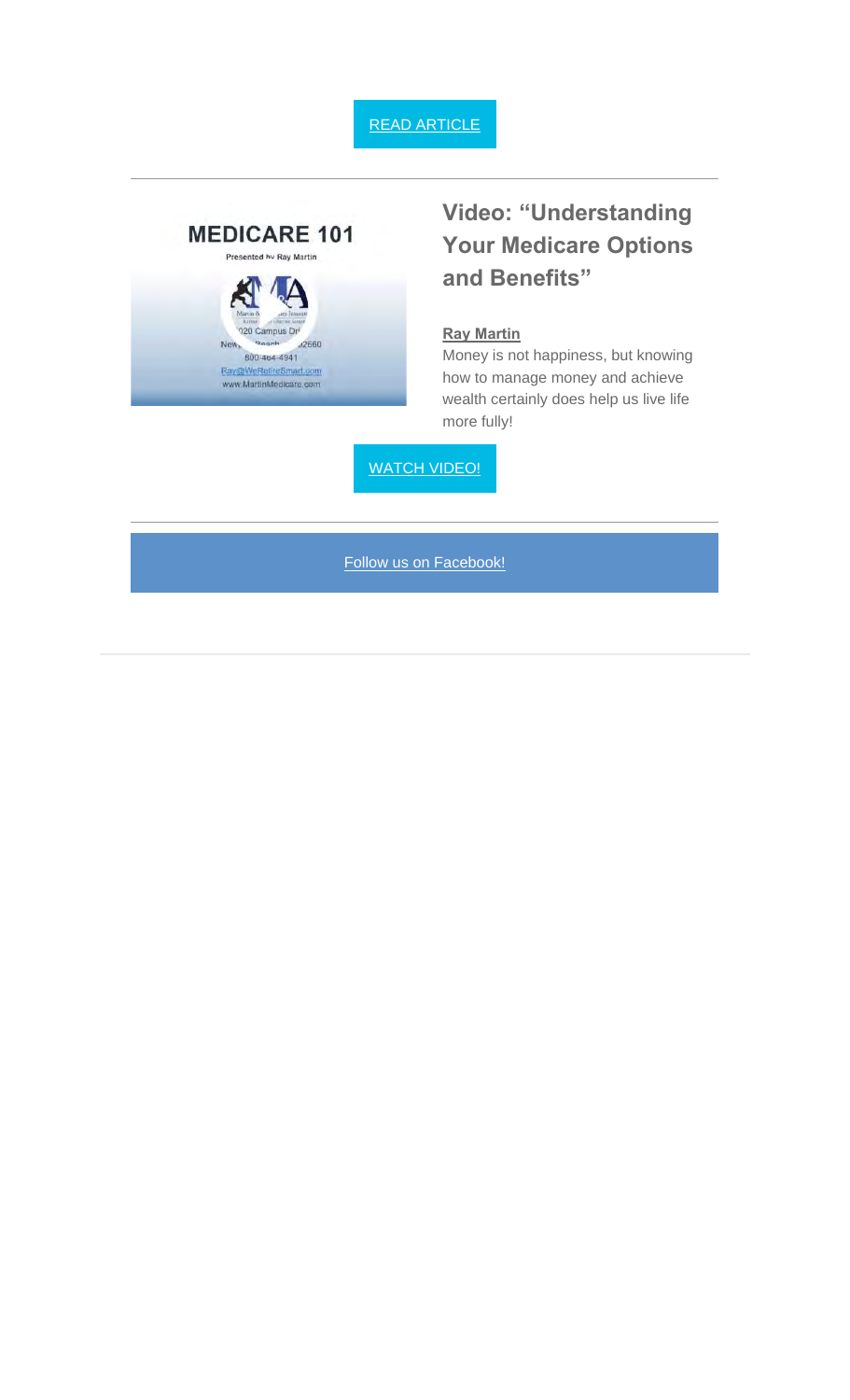READ ARTICLE

---

## Video: “Understanding Your Medicare Options and Benefits”

**Ray Martin**

Money is not happiness, but knowing how to manage money and achieve wealth certainly does help us live life more fully!

WATCH VIDEO!

---

Follow us on Facebook!